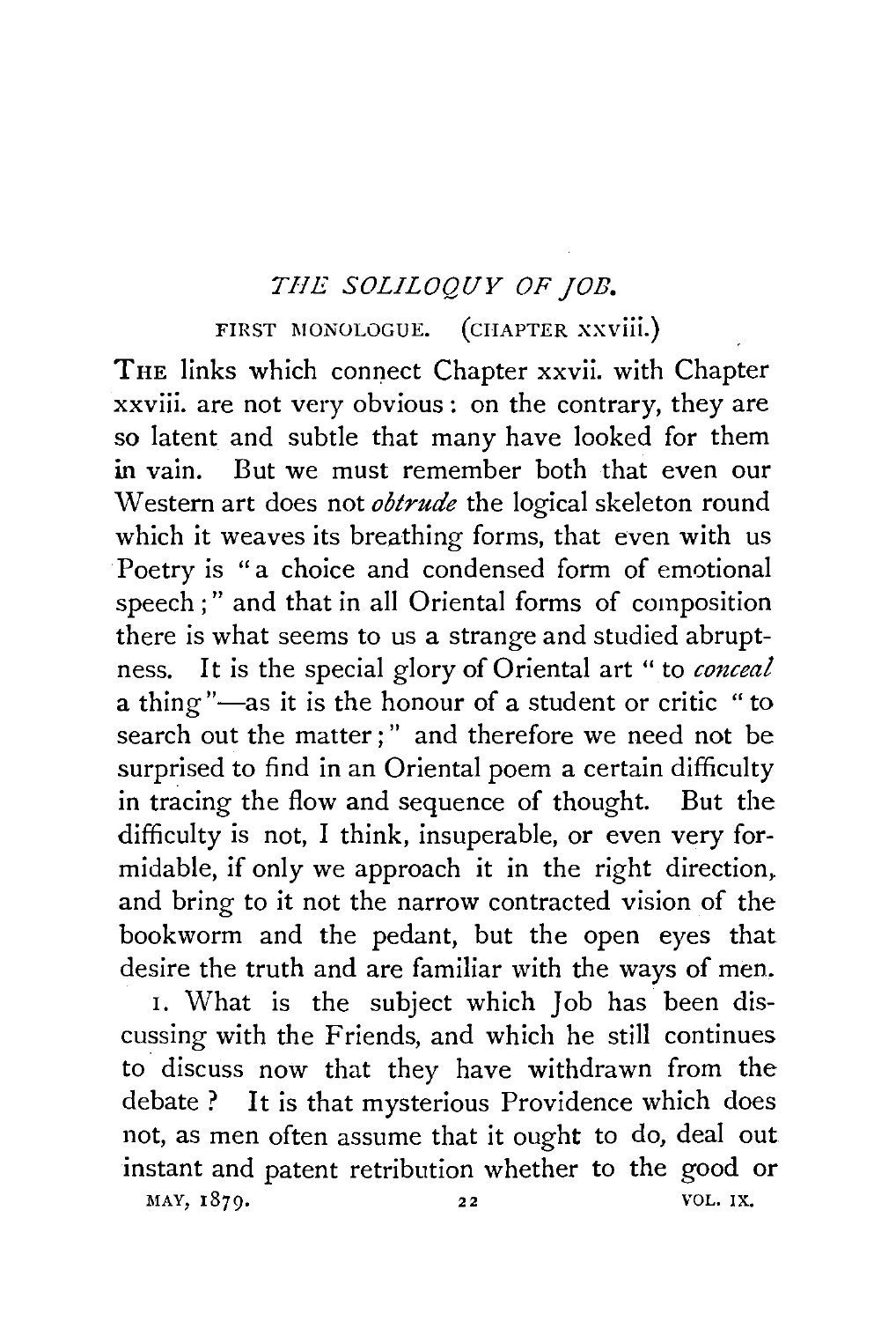# *THE SOLILOQUY OF JOB.*

## FIRST MONOLOGUE. (CHAPTER xxviii.)

THE links which connect Chapter xxvii. with Chapter xxviii. are not very obvious: on the contrary, they are so latent and subtle that many have looked for them in vain. But we must remember both that even our Western art does not *obtrude* the logical skeleton round which it weaves its breathing forms, that even with us Poetry is "a choice and condensed form of emotional speech;" and that in all Oriental forms of composition there is what seems to us a strange and studied abruptness. It is the special glory of Oriental art "to *conceal* a thing"—as it is the honour of a student or critic "to search out the matter;" and therefore we need not be surprised to find in an Oriental poem a certain difficulty in tracing the flow and sequence of thought. But the difficulty is not, I think, insuperable, or even very formidable, if only we approach it in the right direction, and bring to it not the narrow contracted vision of the bookworm and the pedant, but the open eyes that desire the truth and are familiar with the ways of men.

1. What is the subject which Job has been discussing with the Friends, and which he still continues to discuss now that they have withdrawn from the debate? It is that mysterious Providence which does not, as men often assume that it ought to do, deal out instant and patent retribution whether to the good or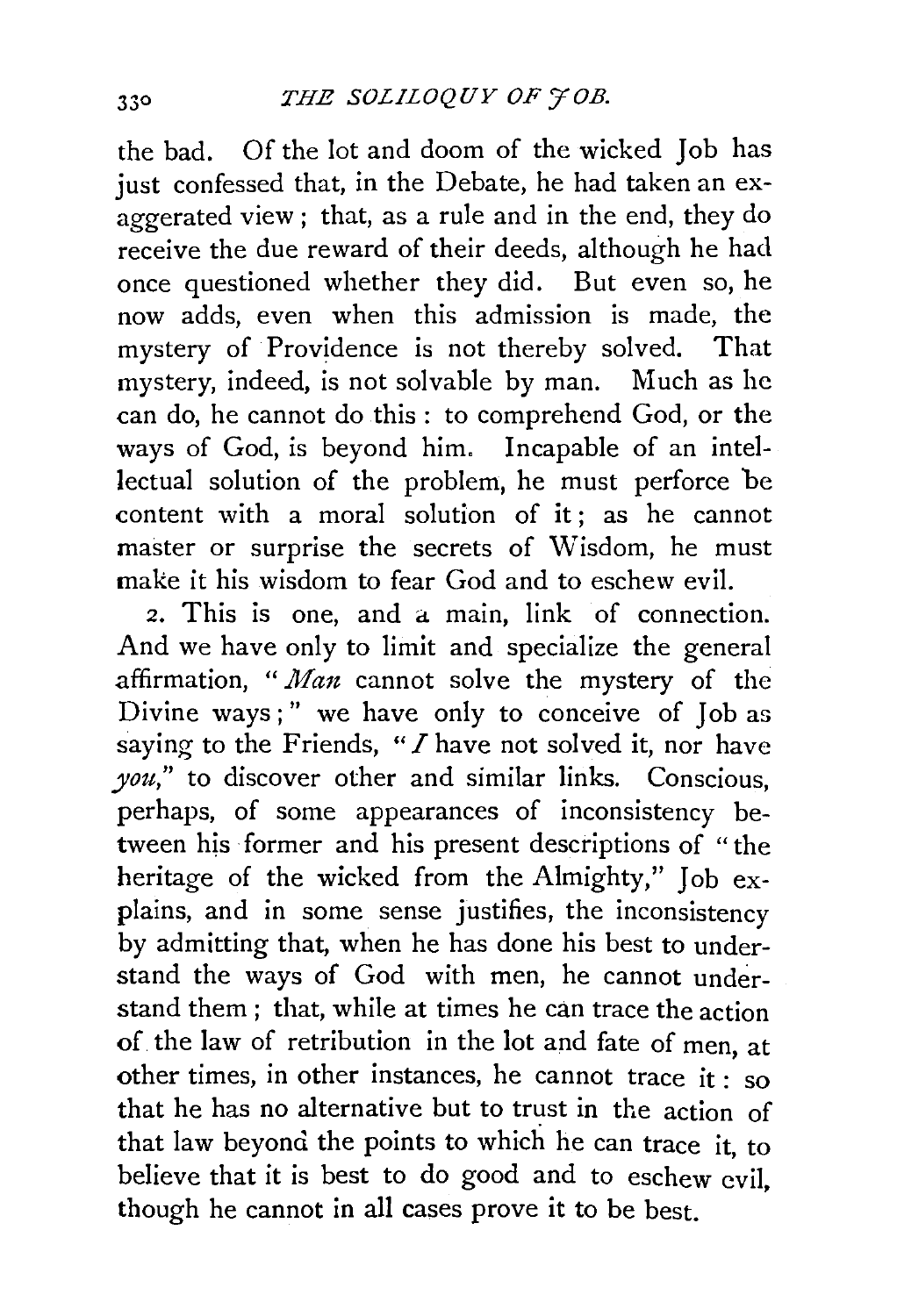the bad. Of the lot and doom of the wicked Job has just confessed that, in the Debate, he had taken an exaggerated view; that, as a rule and in the end, they do receive the due reward of their deeds, although he had once questioned whether they did. But even so, he now adds, even when this admission is made, the mystery of Providence is not thereby solved. That mystery, indeed, is not solvable by man. Much as he can do, he cannot do this: to comprehend God, or the ways of God, is beyond him. Incapable of an intellectual solution of the problem, he must perforce be content with a moral solution of it; as he cannot master or surprise the secrets of Wisdom, he must make it his wisdom to fear God and to eschew evil.

2. This is one, and a main, link of connection. And we have only to limit and specialize the general affirmation, "*Man* cannot solve the mystery of the Divine ways;" we have only to conceive of Job as saying to the Friends, "*I* have not solved it, nor have *you*," to discover other and similar links. Conscious, perhaps, of some appearances of inconsistency between his former and his present descriptions of "the heritage of the wicked from the Almighty," Job explains, and in some sense justifies, the inconsistency by admitting that, when he has done his best to understand the ways of God with men, he cannot understand them; that, while at times he can trace the action of the law of retribution in the lot and fate of men, at other times, in other instances, he cannot trace it: so that he has no alternative but to trust in the action of that law beyond the points to which he can trace it, to believe that it is best to do good and to eschew evil, though he cannot in all cases prove it to be best.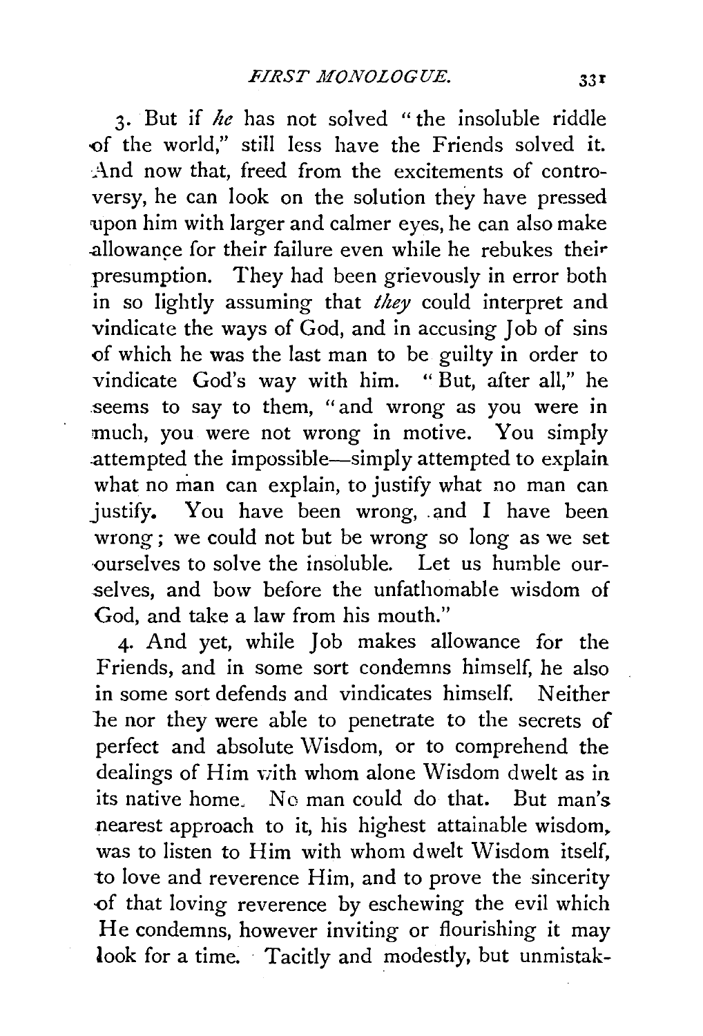3. But if *he* has not solved "the insoluble riddle of the world," still less have the Friends solved it. And now that, freed from the excitements of controversy, he can look on the solution they have pressed upon him with larger and calmer eyes, he can also make allowance for their failure even while he rebukes their presumption. They had been grievously in error both in so lightly assuming that *they* could interpret and vindicate the ways of God, and in accusing Job of sins of which he was the last man to be guilty in order to vindicate God's way with him. "But, after all," he seems to say to them, "and wrong as you were in much, you were not wrong in motive. You simply attempted the impossible—simply attempted to explain what no man can explain, to justify what no man can justify. You have been wrong, and I have been wrong; we could not but be wrong so long as we set ourselves to solve the insoluble. Let us humble ourselves, and bow before the unfathomable wisdom of God, and take a law from his mouth."

4. And yet, while Job makes allowance for the Friends, and in some sort condemns himself, he also in some sort defends and vindicates himself. Neither he nor they were able to penetrate to the secrets of perfect and absolute Wisdom, or to comprehend the dealings of Him with whom alone Wisdom dwelt as in its native home. No man could do that. But man's nearest approach to it, his highest attainable wisdom, was to listen to Him with whom dwelt Wisdom itself, to love and reverence Him, and to prove the sincerity of that loving reverence by eschewing the evil which He condemns, however inviting or flourishing it may look for a time. Tacitly and modestly, but unmistak-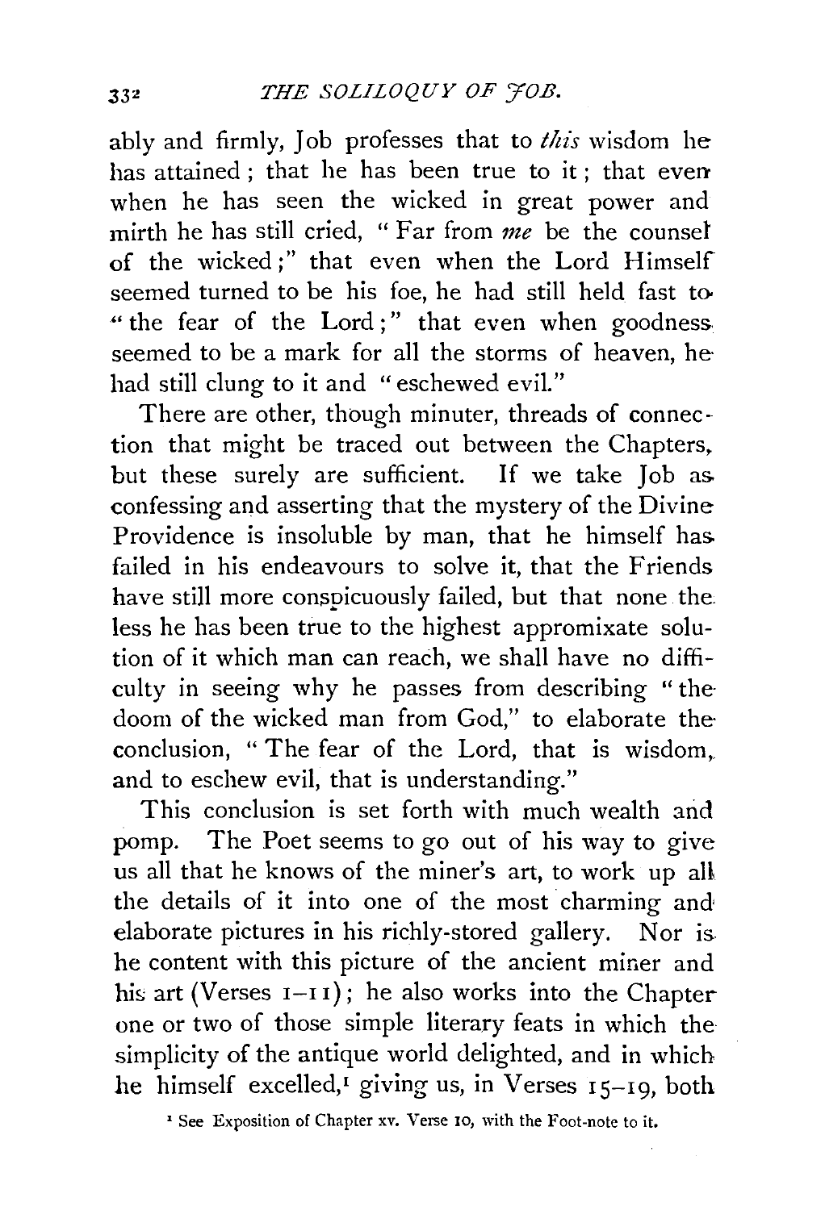ably and firmly, Job professes that to *this* wisdom he has attained; that he has been true to it; that even when he has seen the wicked in great power and mirth he has still cried, "Far from *me* be the counsel of the wicked;" that even when the Lord Himself seemed turned to be his foe, he had still held fast to "the fear of the Lord;" that even when goodness seemed to be a mark for all the storms of heaven, he had still clung to it and "eschewed evil."

There are other, though minuter, threads of connection that might be traced out between the Chapters, but these surely are sufficient. If we take Job as confessing and asserting that the mystery of the Divine Providence is insoluble by man, that he himself has failed in his endeavours to solve it, that the Friends have still more conspicuously failed, but that none the less he has been true to the highest approximate solution of it which man can reach, we shall have no difficulty in seeing why he passes from describing "the doom of the wicked man from God," to elaborate the conclusion, "The fear of the Lord, that is wisdom, and to eschew evil, that is understanding."

This conclusion is set forth with much wealth and pomp. The Poet seems to go out of his way to give us all that he knows of the miner's art, to work up all the details of it into one of the most charming and elaborate pictures in his richly-stored gallery. Nor is he content with this picture of the ancient miner and his art (Verses 1–11); he also works into the Chapter one or two of those simple literary feats in which the simplicity of the antique world delighted, and in which he himself excelled,[1] giving us, in Verses 15–19, both

[1] See Exposition of Chapter xv. Verse 10, with the Foot-note to it.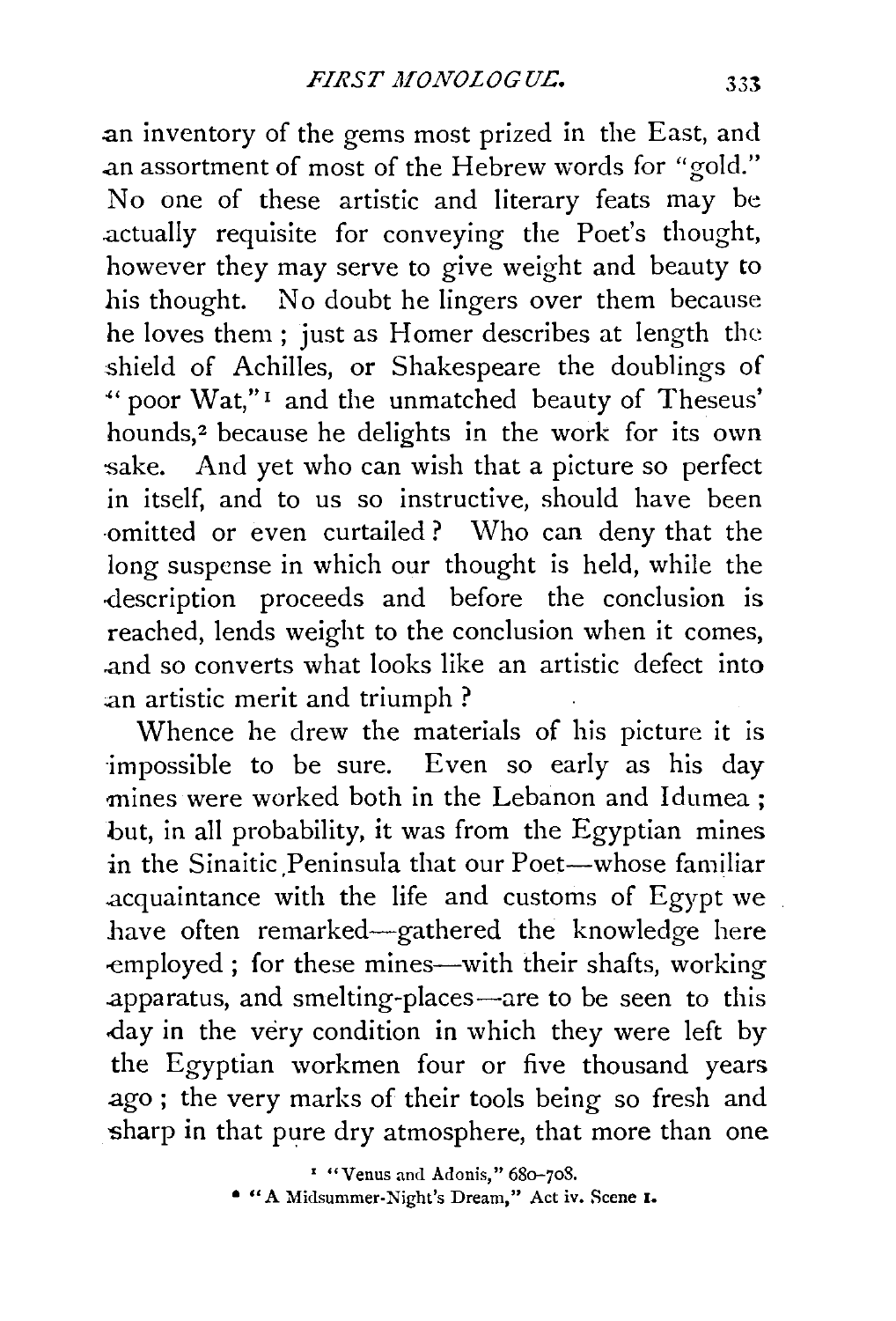an inventory of the gems most prized in the East, and an assortment of most of the Hebrew words for "gold." No one of these artistic and literary feats may be actually requisite for conveying the Poet's thought, however they may serve to give weight and beauty to his thought. No doubt he lingers over them because he loves them; just as Homer describes at length the shield of Achilles, or Shakespeare the doublings of "poor Wat,"[1] and the unmatched beauty of Theseus' hounds,[2] because he delights in the work for its own sake. And yet who can wish that a picture so perfect in itself, and to us so instructive, should have been omitted or even curtailed? Who can deny that the long suspense in which our thought is held, while the description proceeds and before the conclusion is reached, lends weight to the conclusion when it comes, and so converts what looks like an artistic defect into an artistic merit and triumph?

Whence he drew the materials of his picture it is impossible to be sure. Even so early as his day mines were worked both in the Lebanon and Idumea; but, in all probability, it was from the Egyptian mines in the Sinaitic Peninsula that our Poet—whose familiar acquaintance with the life and customs of Egypt we have often remarked—gathered the knowledge here employed; for these mines—with their shafts, working apparatus, and smelting-places—are to be seen to this day in the very condition in which they were left by the Egyptian workmen four or five thousand years ago; the very marks of their tools being so fresh and sharp in that pure dry atmosphere, that more than one

[1] "Venus and Adonis," 680–708.

[2] "A Midsummer-Night's Dream," Act iv. Scene I.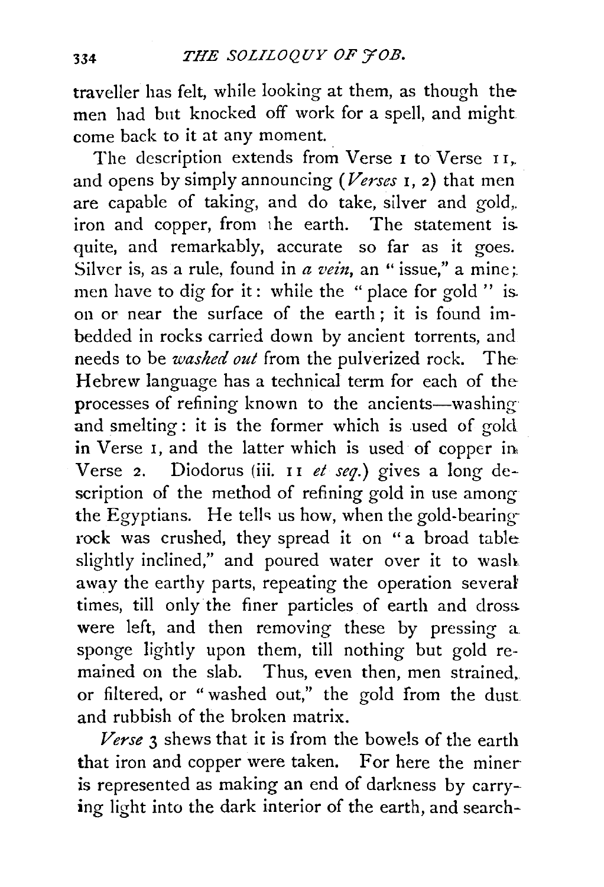traveller has felt, while looking at them, as though the men had but knocked off work for a spell, and might come back to it at any moment.

The description extends from Verse 1 to Verse 11, and opens by simply announcing (*Verses* 1, 2) that men are capable of taking, and do take, silver and gold, iron and copper, from the earth. The statement is quite, and remarkably, accurate so far as it goes. Silver is, as a rule, found in *a vein*, an "issue," a mine; men have to dig for it: while the "place for gold" is on or near the surface of the earth; it is found imbedded in rocks carried down by ancient torrents, and needs to be *washed out* from the pulverized rock. The Hebrew language has a technical term for each of the processes of refining known to the ancients—washing and smelting: it is the former which is used of gold in Verse 1, and the latter which is used of copper in Verse 2. Diodorus (iii. 11 *et seq.*) gives a long description of the method of refining gold in use among the Egyptians. He tells us how, when the gold-bearing rock was crushed, they spread it on "a broad table slightly inclined," and poured water over it to wash away the earthy parts, repeating the operation several times, till only the finer particles of earth and dross were left, and then removing these by pressing a sponge lightly upon them, till nothing but gold remained on the slab. Thus, even then, men strained, or filtered, or "washed out," the gold from the dust and rubbish of the broken matrix.

*Verse* 3 shews that it is from the bowels of the earth that iron and copper were taken. For here the miner is represented as making an end of darkness by carrying light into the dark interior of the earth, and search-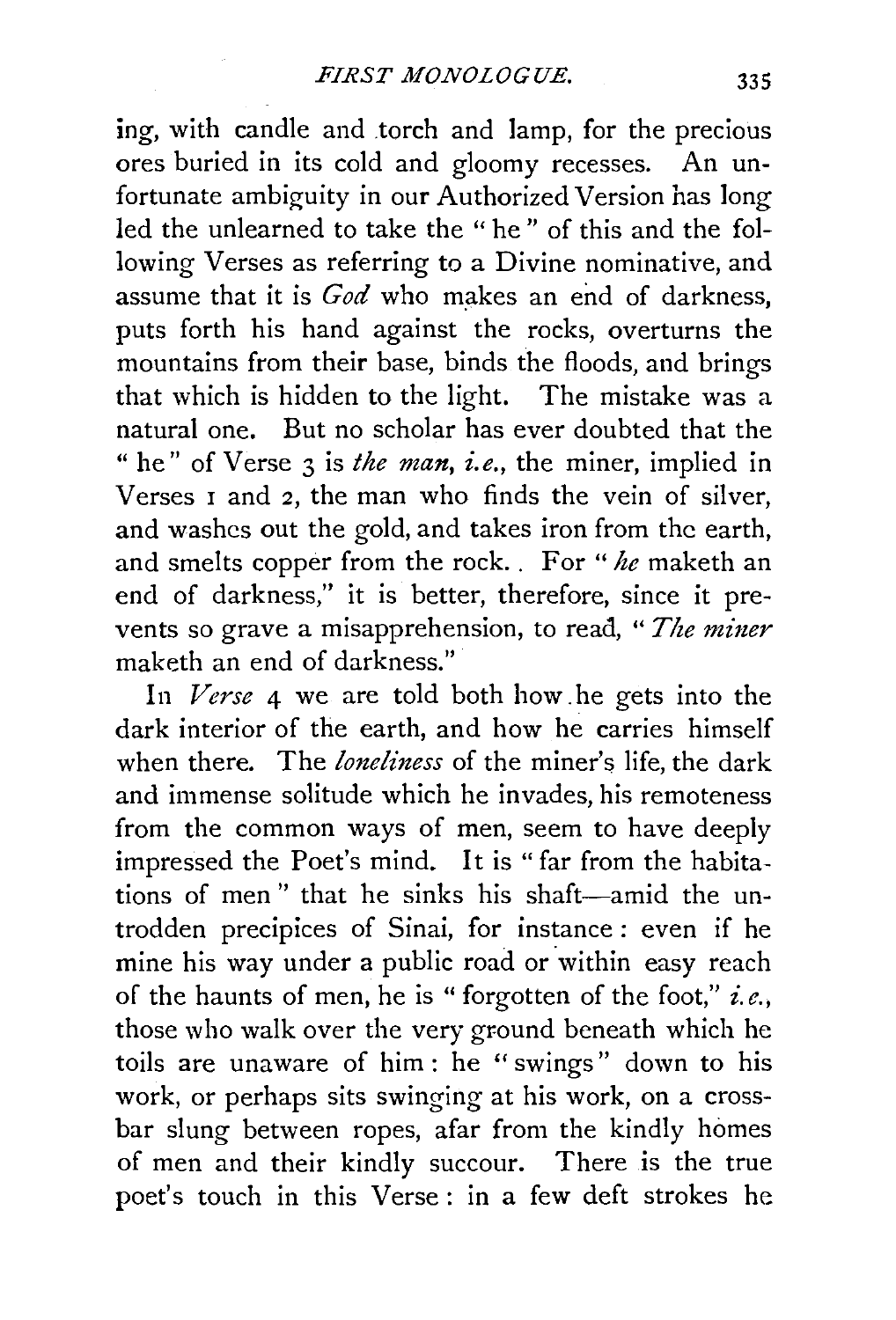ing, with candle and torch and lamp, for the precious ores buried in its cold and gloomy recesses. An unfortunate ambiguity in our Authorized Version has long led the unlearned to take the "he" of this and the following Verses as referring to a Divine nominative, and assume that it is *God* who makes an end of darkness, puts forth his hand against the rocks, overturns the mountains from their base, binds the floods, and brings that which is hidden to the light. The mistake was a natural one. But no scholar has ever doubted that the "he" of Verse 3 is *the man, i.e.*, the miner, implied in Verses 1 and 2, the man who finds the vein of silver, and washes out the gold, and takes iron from the earth, and smelts copper from the rock. For "*he* maketh an end of darkness," it is better, therefore, since it prevents so grave a misapprehension, to read, "*The miner* maketh an end of darkness."

In *Verse* 4 we are told both how he gets into the dark interior of the earth, and how he carries himself when there. The *loneliness* of the miner's life, the dark and immense solitude which he invades, his remoteness from the common ways of men, seem to have deeply impressed the Poet's mind. It is "far from the habitations of men" that he sinks his shaft—amid the untrodden precipices of Sinai, for instance: even if he mine his way under a public road or within easy reach of the haunts of men, he is "forgotten of the foot," *i.e.*, those who walk over the very ground beneath which he toils are unaware of him: he "swings" down to his work, or perhaps sits swinging at his work, on a crossbar slung between ropes, afar from the kindly homes of men and their kindly succour. There is the true poet's touch in this Verse: in a few deft strokes he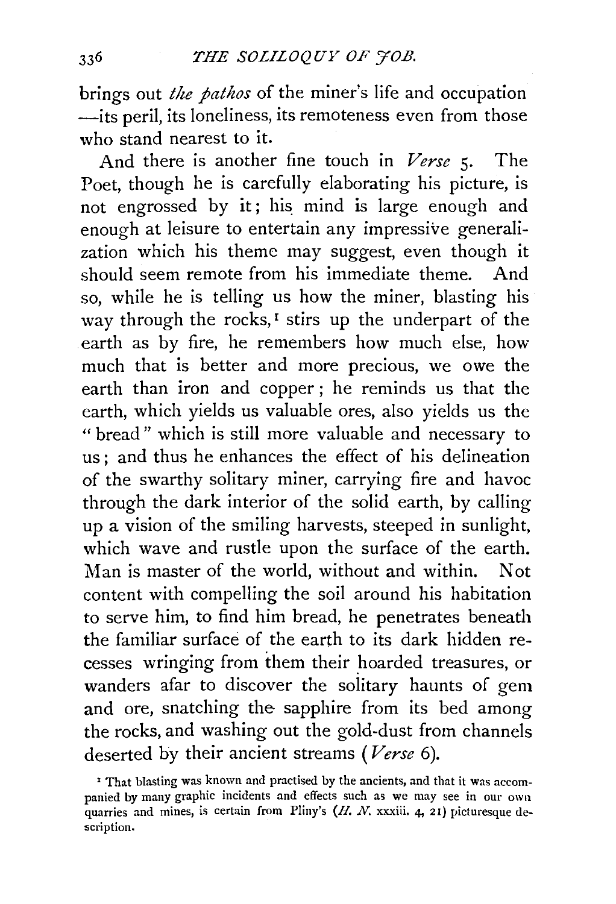brings out *the pathos* of the miner's life and occupation —its peril, its loneliness, its remoteness even from those who stand nearest to it.

And there is another fine touch in *Verse* 5. The Poet, though he is carefully elaborating his picture, is not engrossed by it; his mind is large enough and enough at leisure to entertain any impressive generalization which his theme may suggest, even though it should seem remote from his immediate theme. And so, while he is telling us how the miner, blasting his way through the rocks,[1] stirs up the underpart of the earth as by fire, he remembers how much else, how much that is better and more precious, we owe the earth than iron and copper; he reminds us that the earth, which yields us valuable ores, also yields us the "bread" which is still more valuable and necessary to us; and thus he enhances the effect of his delineation of the swarthy solitary miner, carrying fire and havoc through the dark interior of the solid earth, by calling up a vision of the smiling harvests, steeped in sunlight, which wave and rustle upon the surface of the earth. Man is master of the world, without and within. Not content with compelling the soil around his habitation to serve him, to find him bread, he penetrates beneath the familiar surface of the earth to its dark hidden recesses wringing from them their hoarded treasures, or wanders afar to discover the solitary haunts of gem and ore, snatching the sapphire from its bed among the rocks, and washing out the gold-dust from channels deserted by their ancient streams (*Verse* 6).

[1] That blasting was known and practised by the ancients, and that it was accompanied by many graphic incidents and effects such as we may see in our own quarries and mines, is certain from Pliny's (*H. N.* xxxiii. 4, 21) picturesque description.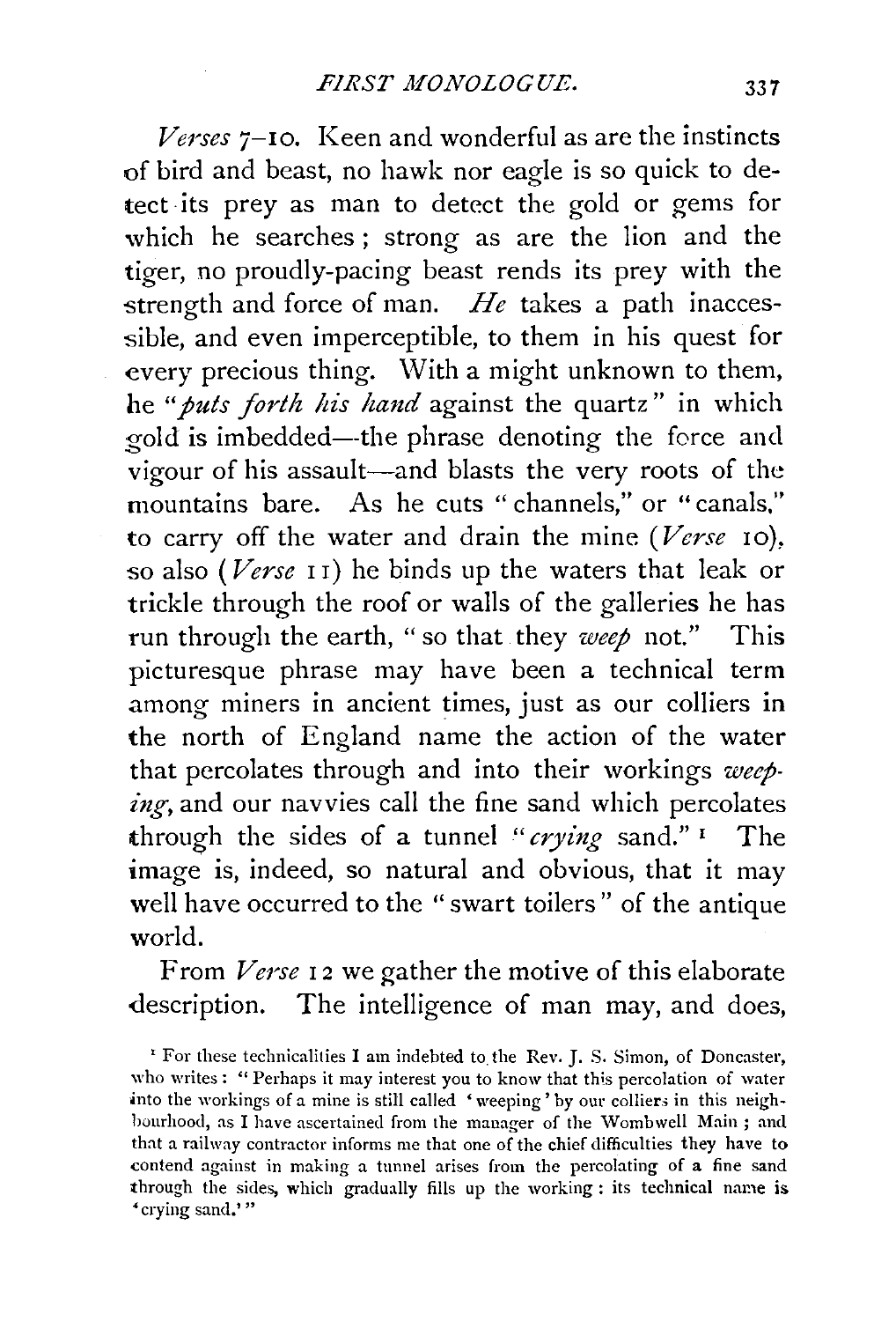*Verses* 7–10. Keen and wonderful as are the instincts of bird and beast, no hawk nor eagle is so quick to detect its prey as man to detect the gold or gems for which he searches; strong as are the lion and the tiger, no proudly-pacing beast rends its prey with the strength and force of man. *He* takes a path inaccessible, and even imperceptible, to them in his quest for every precious thing. With a might unknown to them, he "*puts forth his hand* against the quartz" in which gold is imbedded—the phrase denoting the force and vigour of his assault—and blasts the very roots of the mountains bare. As he cuts "channels," or "canals," to carry off the water and drain the mine (*Verse* 10), so also (*Verse* 11) he binds up the waters that leak or trickle through the roof or walls of the galleries he has run through the earth, "so that they *weep* not." This picturesque phrase may have been a technical term among miners in ancient times, just as our colliers in the north of England name the action of the water that percolates through and into their workings *weeping*, and our navvies call the fine sand which percolates through the sides of a tunnel "*crying* sand."[1] The image is, indeed, so natural and obvious, that it may well have occurred to the "swart toilers" of the antique world.

From *Verse* 12 we gather the motive of this elaborate description. The intelligence of man may, and does,

[1] For these technicalities I am indebted to the Rev. J. S. Simon, of Doncaster, who writes: "Perhaps it may interest you to know that this percolation of water into the workings of a mine is still called 'weeping' by our colliers in this neighbourhood, as I have ascertained from the manager of the Wombwell Main; and that a railway contractor informs me that one of the chief difficulties they have to contend against in making a tunnel arises from the percolating of a fine sand through the sides, which gradually fills up the working: its technical name is 'crying sand.'"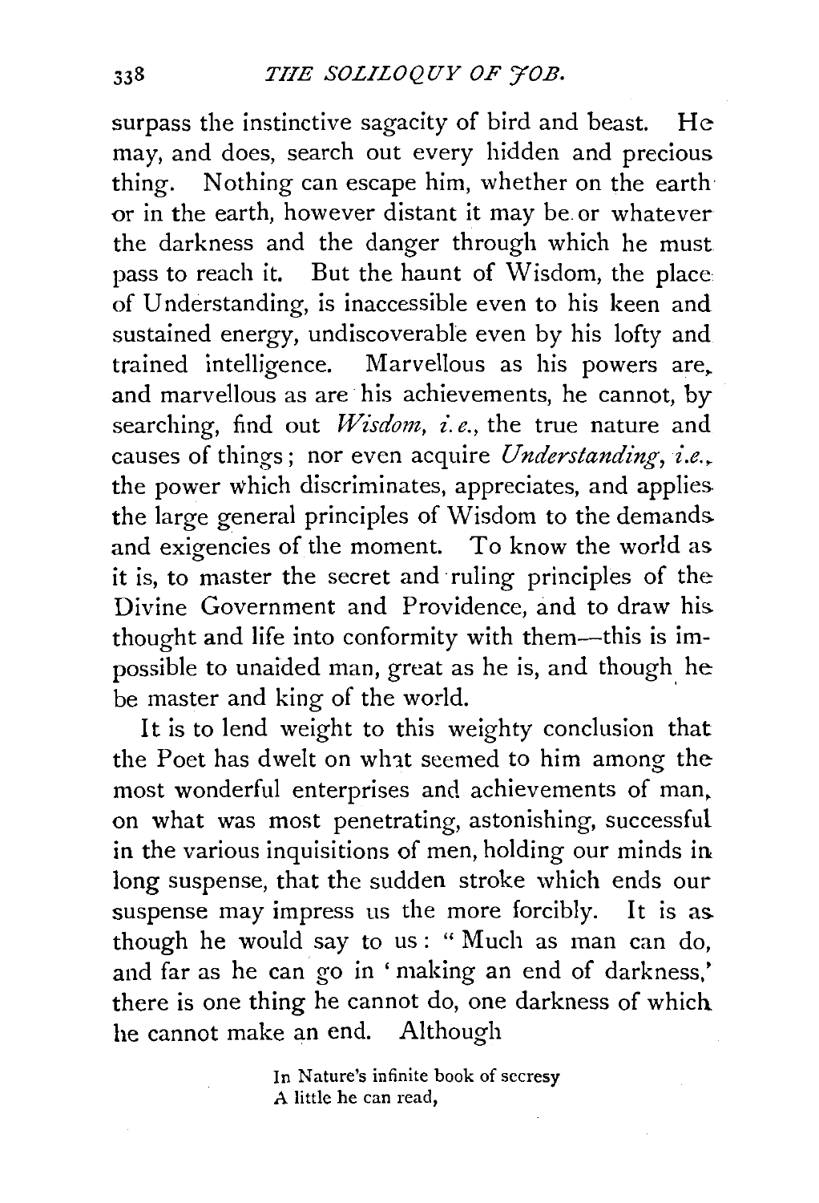surpass the instinctive sagacity of bird and beast. He may, and does, search out every hidden and precious thing. Nothing can escape him, whether on the earth or in the earth, however distant it may be or whatever the darkness and the danger through which he must pass to reach it. But the haunt of Wisdom, the place of Understanding, is inaccessible even to his keen and sustained energy, undiscoverable even by his lofty and trained intelligence. Marvellous as his powers are, and marvellous as are his achievements, he cannot, by searching, find out *Wisdom*, *i.e.*, the true nature and causes of things; nor even acquire *Understanding*, *i.e.*, the power which discriminates, appreciates, and applies the large general principles of Wisdom to the demands and exigencies of the moment. To know the world as it is, to master the secret and ruling principles of the Divine Government and Providence, and to draw his thought and life into conformity with them—this is impossible to unaided man, great as he is, and though he be master and king of the world.

It is to lend weight to this weighty conclusion that the Poet has dwelt on what seemed to him among the most wonderful enterprises and achievements of man, on what was most penetrating, astonishing, successful in the various inquisitions of men, holding our minds in long suspense, that the sudden stroke which ends our suspense may impress us the more forcibly. It is as though he would say to us: "Much as man can do, and far as he can go in 'making an end of darkness,' there is one thing he cannot do, one darkness of which he cannot make an end. Although

> In Nature's infinite book of secresy
> A little he can read,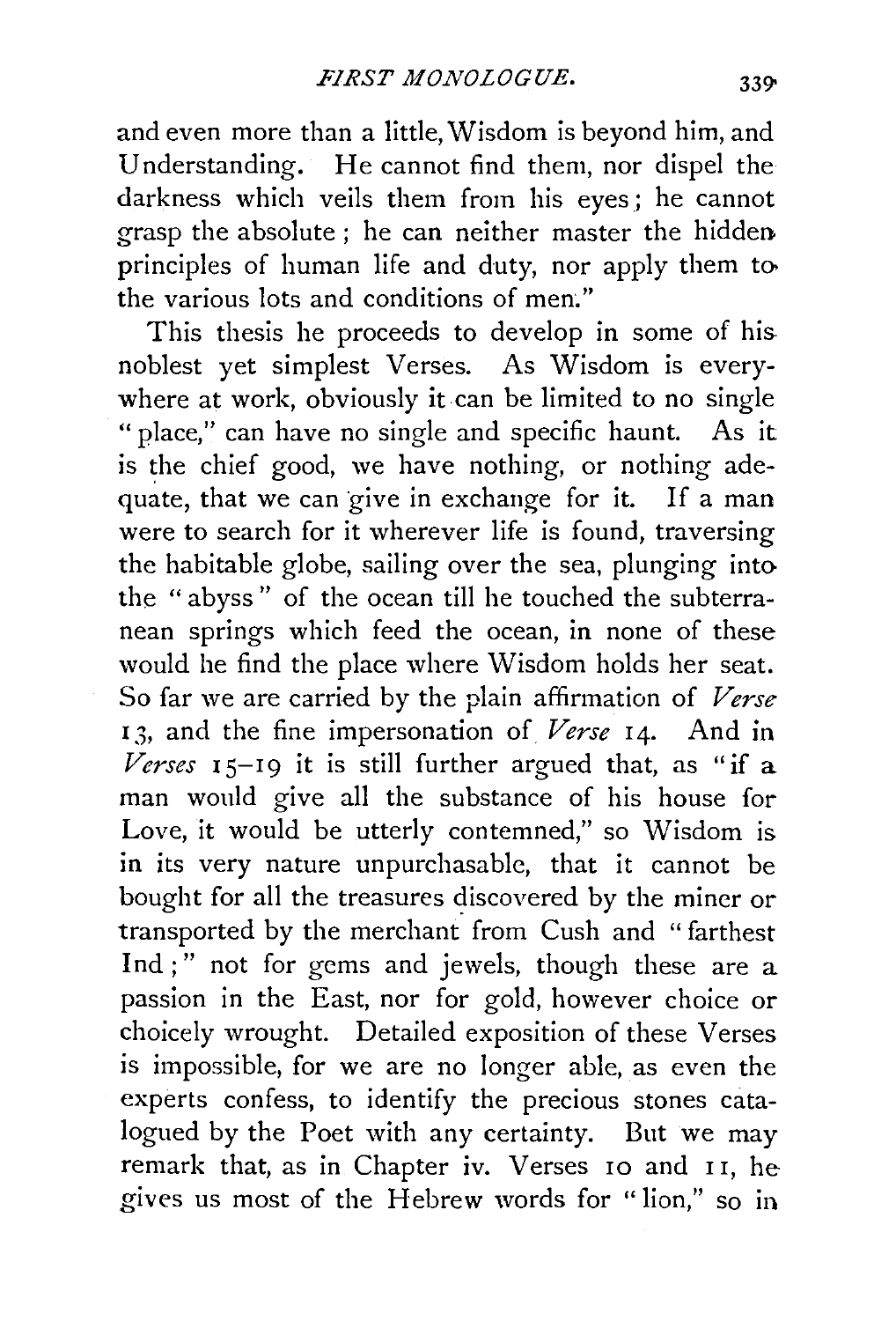and even more than a little, Wisdom is beyond him, and Understanding. He cannot find them, nor dispel the darkness which veils them from his eyes; he cannot grasp the absolute; he can neither master the hidden principles of human life and duty, nor apply them to the various lots and conditions of men."

This thesis he proceeds to develop in some of his noblest yet simplest Verses. As Wisdom is everywhere at work, obviously it can be limited to no single "place," can have no single and specific haunt. As it is the chief good, we have nothing, or nothing adequate, that we can give in exchange for it. If a man were to search for it wherever life is found, traversing the habitable globe, sailing over the sea, plunging into the "abyss" of the ocean till he touched the subterranean springs which feed the ocean, in none of these would he find the place where Wisdom holds her seat. So far we are carried by the plain affirmation of *Verse* 13, and the fine impersonation of *Verse* 14. And in *Verses* 15–19 it is still further argued that, as "if a man would give all the substance of his house for Love, it would be utterly contemned," so Wisdom is in its very nature unpurchasable, that it cannot be bought for all the treasures discovered by the miner or transported by the merchant from Cush and "farthest Ind;" not for gems and jewels, though these are a passion in the East, nor for gold, however choice or choicely wrought. Detailed exposition of these Verses is impossible, for we are no longer able, as even the experts confess, to identify the precious stones catalogued by the Poet with any certainty. But we may remark that, as in Chapter iv. Verses 10 and 11, he gives us most of the Hebrew words for "lion," so in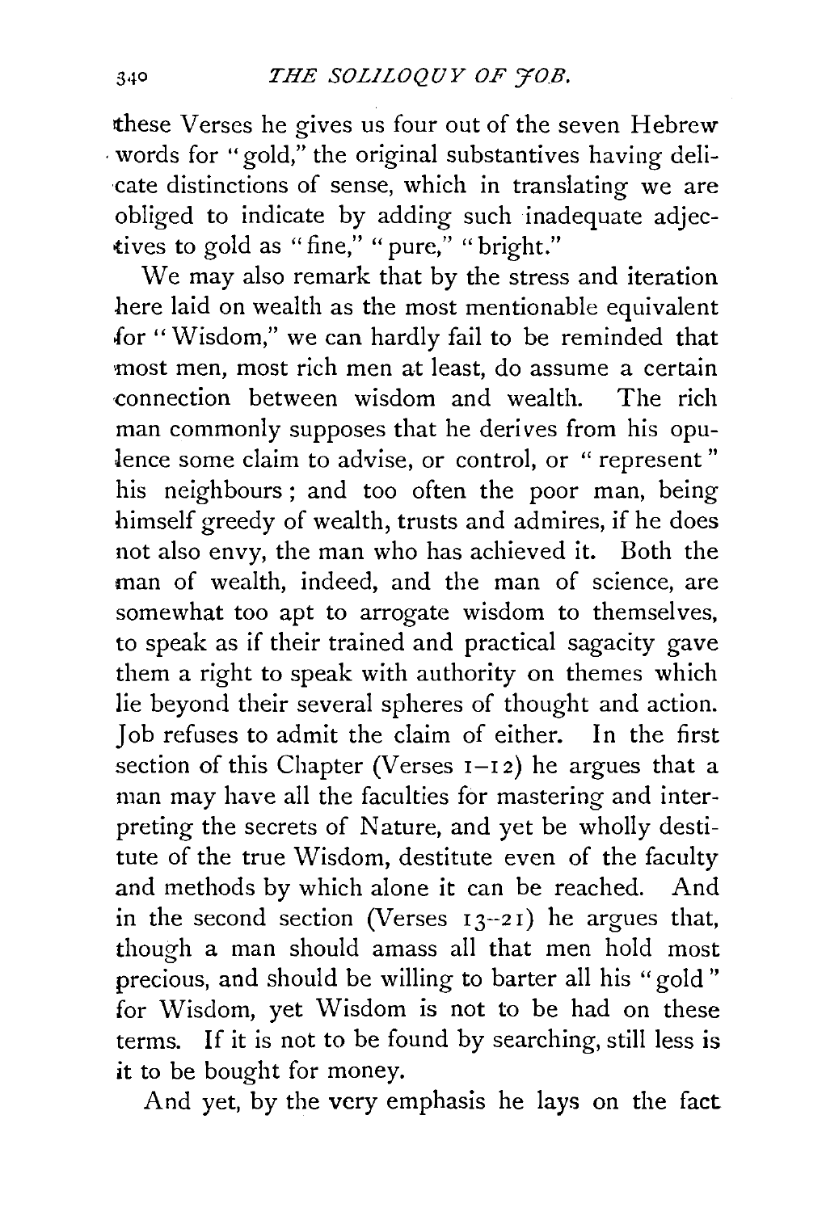these Verses he gives us four out of the seven Hebrew words for "gold," the original substantives having delicate distinctions of sense, which in translating we are obliged to indicate by adding such inadequate adjectives to gold as "fine," "pure," "bright."

We may also remark that by the stress and iteration here laid on wealth as the most mentionable equivalent for "Wisdom," we can hardly fail to be reminded that most men, most rich men at least, do assume a certain connection between wisdom and wealth. The rich man commonly supposes that he derives from his opulence some claim to advise, or control, or "represent" his neighbours; and too often the poor man, being himself greedy of wealth, trusts and admires, if he does not also envy, the man who has achieved it. Both the man of wealth, indeed, and the man of science, are somewhat too apt to arrogate wisdom to themselves, to speak as if their trained and practical sagacity gave them a right to speak with authority on themes which lie beyond their several spheres of thought and action. Job refuses to admit the claim of either. In the first section of this Chapter (Verses 1–12) he argues that a man may have all the faculties for mastering and interpreting the secrets of Nature, and yet be wholly destitute of the true Wisdom, destitute even of the faculty and methods by which alone it can be reached. And in the second section (Verses 13–21) he argues that, though a man should amass all that men hold most precious, and should be willing to barter all his "gold" for Wisdom, yet Wisdom is not to be had on these terms. If it is not to be found by searching, still less is it to be bought for money.

And yet, by the very emphasis he lays on the fact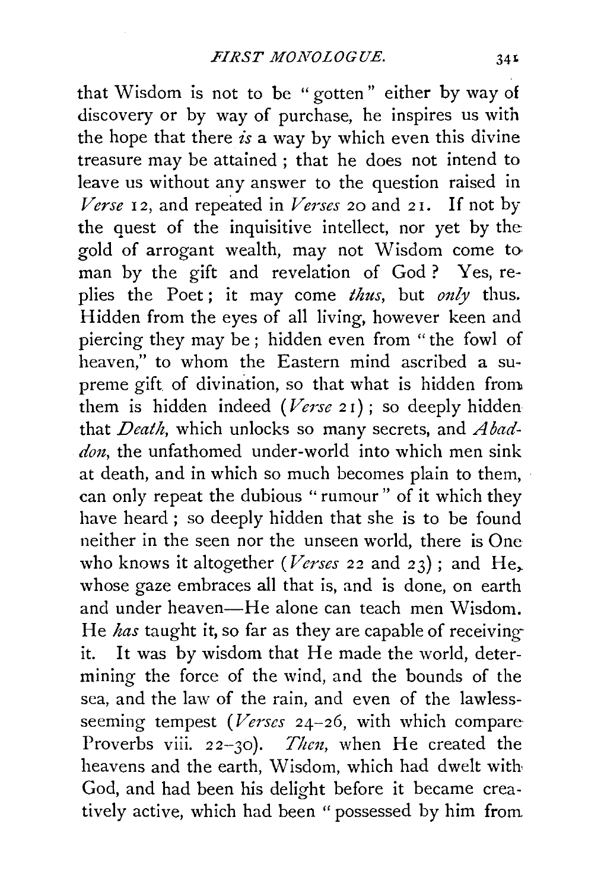that Wisdom is not to be "gotten" either by way of discovery or by way of purchase, he inspires us with the hope that there *is* a way by which even this divine treasure may be attained; that he does not intend to leave us without any answer to the question raised in *Verse* 12, and repeated in *Verses* 20 and 21. If not by the quest of the inquisitive intellect, nor yet by the gold of arrogant wealth, may not Wisdom come to man by the gift and revelation of God? Yes, replies the Poet; it may come *thus*, but *only* thus. Hidden from the eyes of all living, however keen and piercing they may be; hidden even from "the fowl of heaven," to whom the Eastern mind ascribed a supreme gift of divination, so that what is hidden from them is hidden indeed (*Verse* 21); so deeply hidden that *Death*, which unlocks so many secrets, and *Abaddon*, the unfathomed under-world into which men sink at death, and in which so much becomes plain to them, can only repeat the dubious "rumour" of it which they have heard; so deeply hidden that she is to be found neither in the seen nor the unseen world, there is One who knows it altogether (*Verses* 22 and 23); and He, whose gaze embraces all that is, and is done, on earth and under heaven—He alone can teach men Wisdom. He *has* taught it, so far as they are capable of receiving it. It was by wisdom that He made the world, determining the force of the wind, and the bounds of the sea, and the law of the rain, and even of the lawless-seeming tempest (*Verses* 24–26, with which compare Proverbs viii. 22–30). *Then*, when He created the heavens and the earth, Wisdom, which had dwelt with God, and had been his delight before it became creatively active, which had been "possessed by him from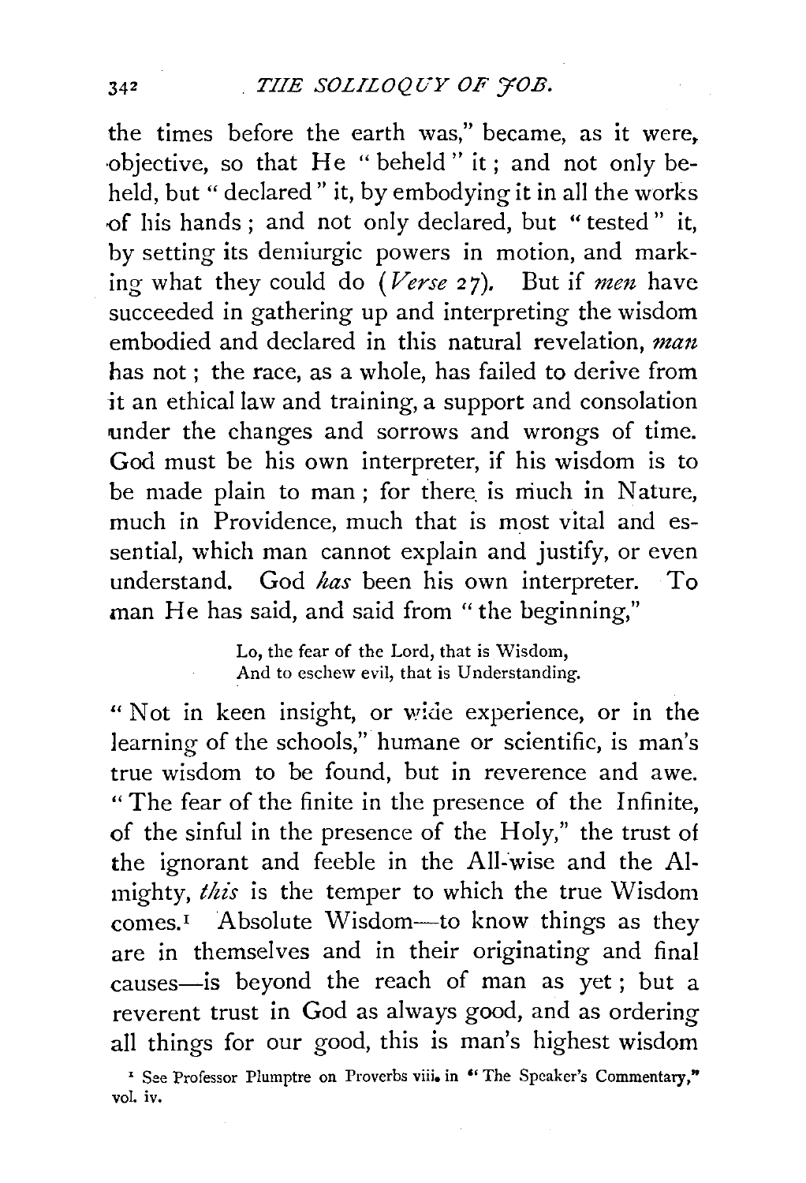the times before the earth was," became, as it were, objective, so that He "beheld" it; and not only beheld, but "declared" it, by embodying it in all the works of his hands; and not only declared, but "tested" it, by setting its demiurgic powers in motion, and marking what they could do (*Verse* 27). But if *men* have succeeded in gathering up and interpreting the wisdom embodied and declared in this natural revelation, *man* has not; the race, as a whole, has failed to derive from it an ethical law and training, a support and consolation under the changes and sorrows and wrongs of time. God must be his own interpreter, if his wisdom is to be made plain to man; for there is much in Nature, much in Providence, much that is most vital and essential, which man cannot explain and justify, or even understand. God *has* been his own interpreter. To man He has said, and said from "the beginning,"

> Lo, the fear of the Lord, that is Wisdom,
> And to eschew evil, that is Understanding.

"Not in keen insight, or wide experience, or in the learning of the schools," humane or scientific, is man's true wisdom to be found, but in reverence and awe. "The fear of the finite in the presence of the Infinite, of the sinful in the presence of the Holy," the trust of the ignorant and feeble in the All-wise and the Almighty, *this* is the temper to which the true Wisdom comes.[1] Absolute Wisdom—to know things as they are in themselves and in their originating and final causes—is beyond the reach of man as yet; but a reverent trust in God as always good, and as ordering all things for our good, this is man's highest wisdom

[1] See Professor Plumptre on Proverbs viii. in "The Speaker's Commentary," vol. iv.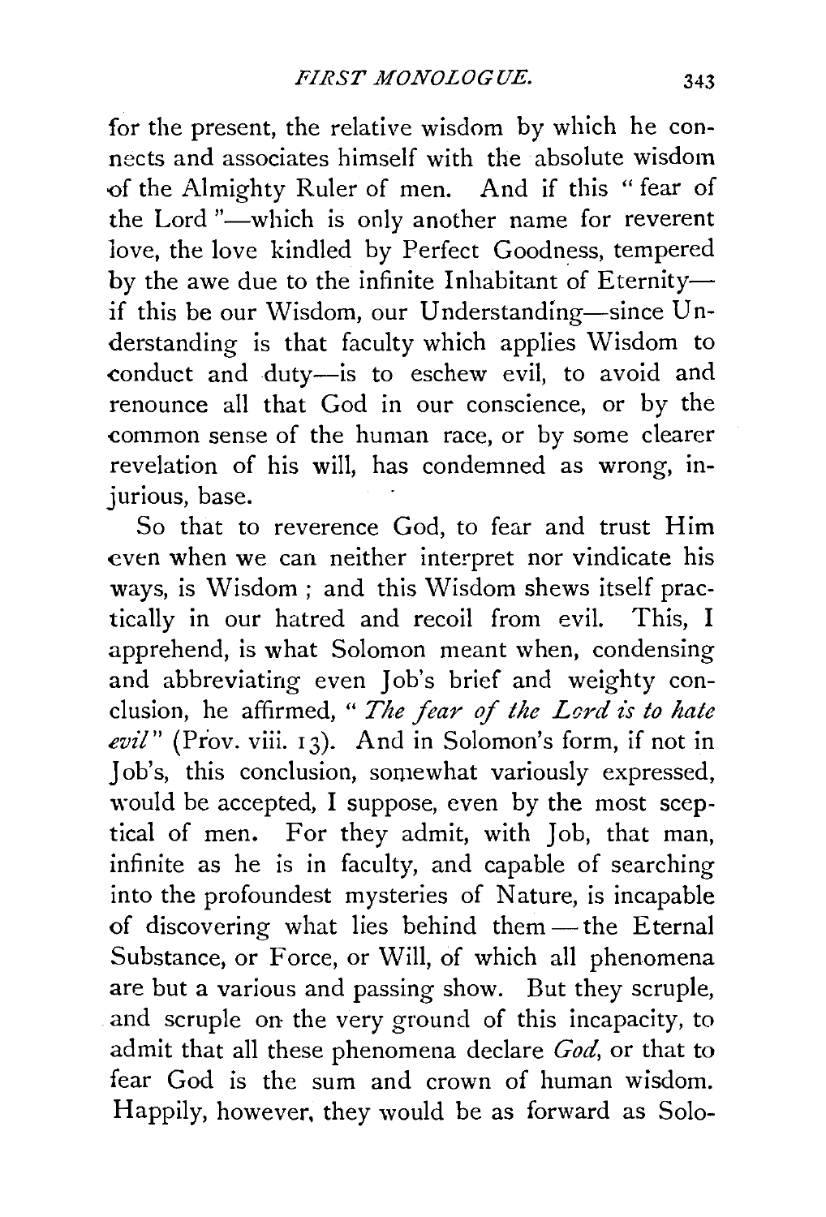for the present, the relative wisdom by which he connects and associates himself with the absolute wisdom of the Almighty Ruler of men. And if this "fear of the Lord"—which is only another name for reverent love, the love kindled by Perfect Goodness, tempered by the awe due to the infinite Inhabitant of Eternity—if this be our Wisdom, our Understanding—since Understanding is that faculty which applies Wisdom to conduct and duty—is to eschew evil, to avoid and renounce all that God in our conscience, or by the common sense of the human race, or by some clearer revelation of his will, has condemned as wrong, injurious, base.

So that to reverence God, to fear and trust Him even when we can neither interpret nor vindicate his ways, is Wisdom; and this Wisdom shews itself practically in our hatred and recoil from evil. This, I apprehend, is what Solomon meant when, condensing and abbreviating even Job's brief and weighty conclusion, he affirmed, "*The fear of the Lord is to hate evil*" (Prov. viii. 13). And in Solomon's form, if not in Job's, this conclusion, somewhat variously expressed, would be accepted, I suppose, even by the most sceptical of men. For they admit, with Job, that man, infinite as he is in faculty, and capable of searching into the profoundest mysteries of Nature, is incapable of discovering what lies behind them—the Eternal Substance, or Force, or Will, of which all phenomena are but a various and passing show. But they scruple, and scruple on the very ground of this incapacity, to admit that all these phenomena declare *God*, or that to fear God is the sum and crown of human wisdom. Happily, however, they would be as forward as Solo-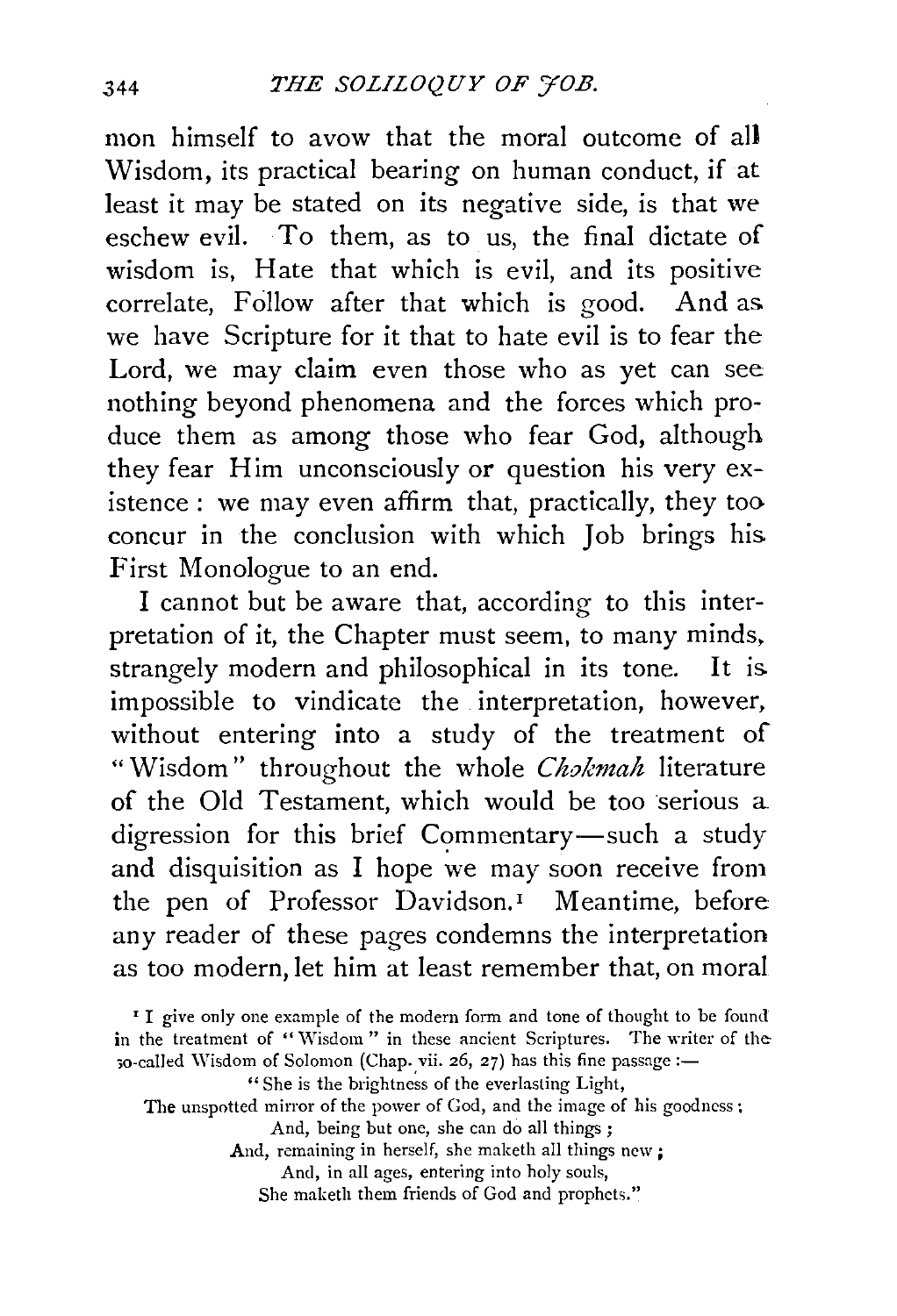mon himself to avow that the moral outcome of all Wisdom, its practical bearing on human conduct, if at least it may be stated on its negative side, is that we eschew evil. To them, as to us, the final dictate of wisdom is, Hate that which is evil, and its positive correlate, Follow after that which is good. And as we have Scripture for it that to hate evil is to fear the Lord, we may claim even those who as yet can see nothing beyond phenomena and the forces which produce them as among those who fear God, although they fear Him unconsciously or question his very existence: we may even affirm that, practically, they too concur in the conclusion with which Job brings his First Monologue to an end.

I cannot but be aware that, according to this interpretation of it, the Chapter must seem, to many minds, strangely modern and philosophical in its tone. It is impossible to vindicate the interpretation, however, without entering into a study of the treatment of "Wisdom" throughout the whole *Chokmah* literature of the Old Testament, which would be too serious a digression for this brief Commentary—such a study and disquisition as I hope we may soon receive from the pen of Professor Davidson.[1] Meantime, before any reader of these pages condemns the interpretation as too modern, let him at least remember that, on moral

[1] I give only one example of the modern form and tone of thought to be found in the treatment of "Wisdom" in these ancient Scriptures. The writer of the so-called Wisdom of Solomon (Chap. vii. 26, 27) has this fine passage:—

"She is the brightness of the everlasting Light,
The unspotted mirror of the power of God, and the image of his goodness;
And, being but one, she can do all things;
And, remaining in herself, she maketh all things new;
And, in all ages, entering into holy souls,
She maketh them friends of God and prophets."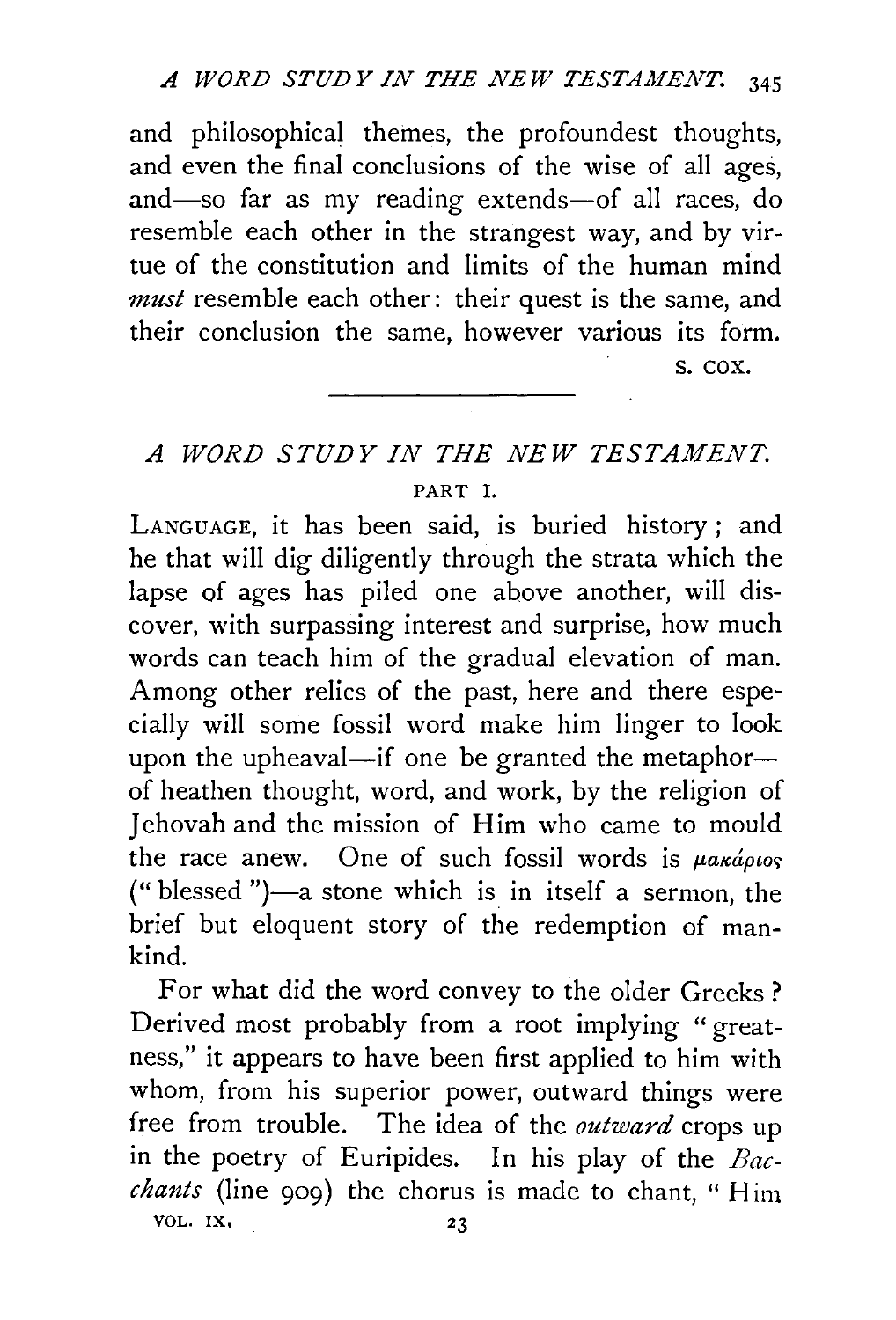and philosophical themes, the profoundest thoughts, and even the final conclusions of the wise of all ages, and—so far as my reading extends—of all races, do resemble each other in the strangest way, and by virtue of the constitution and limits of the human mind *must* resemble each other: their quest is the same, and their conclusion the same, however various its form.

S. COX.

---

## *A WORD STUDY IN THE NEW TESTAMENT.*

### PART I.

LANGUAGE, it has been said, is buried history; and he that will dig diligently through the strata which the lapse of ages has piled one above another, will discover, with surpassing interest and surprise, how much words can teach him of the gradual elevation of man. Among other relics of the past, here and there especially will some fossil word make him linger to look upon the upheaval—if one be granted the metaphor—of heathen thought, word, and work, by the religion of Jehovah and the mission of Him who came to mould the race anew. One of such fossil words is *μακάριος* ("blessed")—a stone which is in itself a sermon, the brief but eloquent story of the redemption of mankind.

For what did the word convey to the older Greeks? Derived most probably from a root implying "greatness," it appears to have been first applied to him with whom, from his superior power, outward things were free from trouble. The idea of the *outward* crops up in the poetry of Euripides. In his play of the *Bacchants* (line 909) the chorus is made to chant, "Him